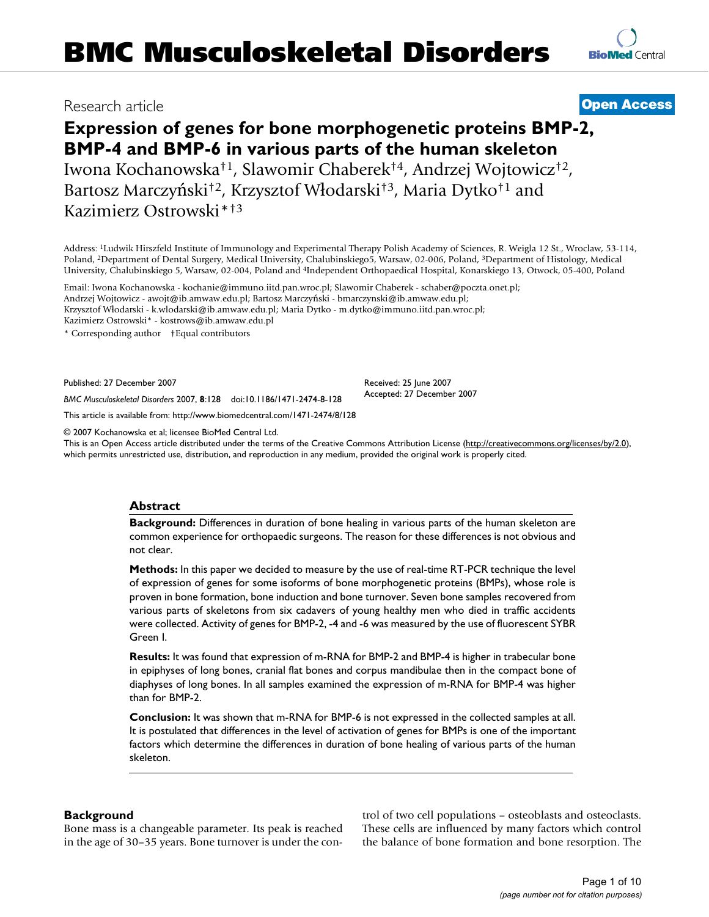Research article

**Open Access**

# Expression of genes for bone morphogenetic proteins BMP-2, BMP-4 and BMP-6 in various parts of the human skeleton

Iwona Kochanowska[†1], Slawomir Chaberek[†4], Andrzej Wojtowicz[†2], Bartosz Marczyński[†2], Krzysztof Włodarski[†3], Maria Dytko[†1] and Kazimierz Ostrowski*[†3]

Address: [1]Ludwik Hirszfeld Institute of Immunology and Experimental Therapy Polish Academy of Sciences, R. Weigla 12 St., Wroclaw, 53-114, Poland, [2]Department of Dental Surgery, Medical University, Chalubinskiego5, Warsaw, 02-006, Poland, [3]Department of Histology, Medical University, Chalubinskiego 5, Warsaw, 02-004, Poland and [4]Independent Orthopaedical Hospital, Konarskiego 13, Otwock, 05-400, Poland

Email: Iwona Kochanowska - kochanie@immuno.iitd.pan.wroc.pl; Slawomir Chaberek - schaber@poczta.onet.pl; Andrzej Wojtowicz - awojt@ib.amwaw.edu.pl; Bartosz Marczyński - bmarczynski@ib.amwaw.edu.pl; Krzysztof Włodarski - k.wlodarski@ib.amwaw.edu.pl; Maria Dytko - m.dytko@immuno.iitd.pan.wroc.pl; Kazimierz Ostrowski* - kostrows@ib.amwaw.edu.pl

* Corresponding author †Equal contributors

Published: 27 December 2007

*BMC Musculoskeletal Disorders* 2007, **8**:128 doi:10.1186/1471-2474-8-128

Received: 25 June 2007
Accepted: 27 December 2007

This article is available from: http://www.biomedcentral.com/1471-2474/8/128

© 2007 Kochanowska et al; licensee BioMed Central Ltd.
This is an Open Access article distributed under the terms of the Creative Commons Attribution License (http://creativecommons.org/licenses/by/2.0), which permits unrestricted use, distribution, and reproduction in any medium, provided the original work is properly cited.

## Abstract

**Background:** Differences in duration of bone healing in various parts of the human skeleton are common experience for orthopaedic surgeons. The reason for these differences is not obvious and not clear.

**Methods:** In this paper we decided to measure by the use of real-time RT-PCR technique the level of expression of genes for some isoforms of bone morphogenetic proteins (BMPs), whose role is proven in bone formation, bone induction and bone turnover. Seven bone samples recovered from various parts of skeletons from six cadavers of young healthy men who died in traffic accidents were collected. Activity of genes for BMP-2, -4 and -6 was measured by the use of fluorescent SYBR Green I.

**Results:** It was found that expression of m-RNA for BMP-2 and BMP-4 is higher in trabecular bone in epiphyses of long bones, cranial flat bones and corpus mandibulae then in the compact bone of diaphyses of long bones. In all samples examined the expression of m-RNA for BMP-4 was higher than for BMP-2.

**Conclusion:** It was shown that m-RNA for BMP-6 is not expressed in the collected samples at all. It is postulated that differences in the level of activation of genes for BMPs is one of the important factors which determine the differences in duration of bone healing of various parts of the human skeleton.

## Background

Bone mass is a changeable parameter. Its peak is reached in the age of 30–35 years. Bone turnover is under the control of two cell populations – osteoblasts and osteoclasts. These cells are influenced by many factors which control the balance of bone formation and bone resorption. The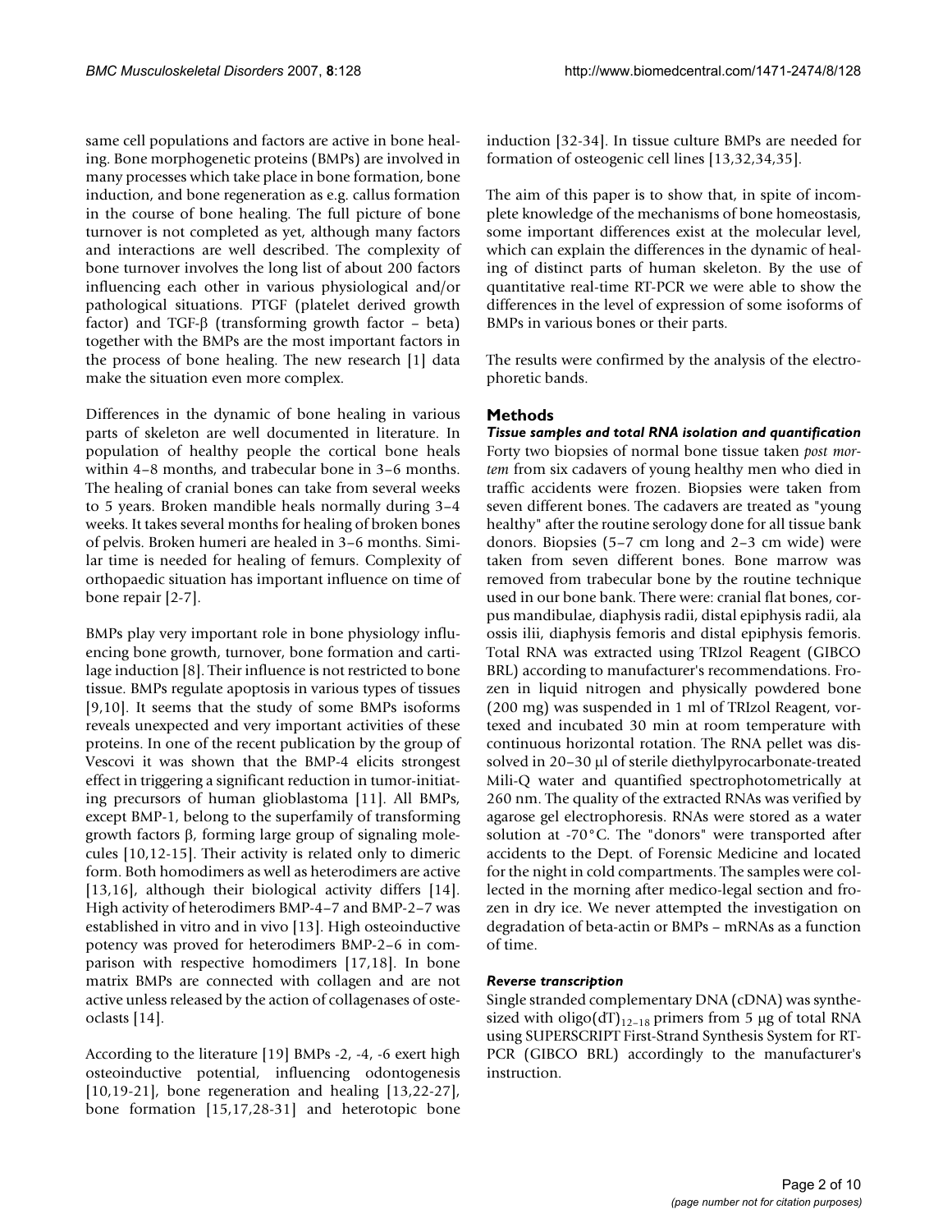same cell populations and factors are active in bone healing. Bone morphogenetic proteins (BMPs) are involved in many processes which take place in bone formation, bone induction, and bone regeneration as e.g. callus formation in the course of bone healing. The full picture of bone turnover is not completed as yet, although many factors and interactions are well described. The complexity of bone turnover involves the long list of about 200 factors influencing each other in various physiological and/or pathological situations. PTGF (platelet derived growth factor) and TGF-β (transforming growth factor – beta) together with the BMPs are the most important factors in the process of bone healing. The new research [1] data make the situation even more complex.

Differences in the dynamic of bone healing in various parts of skeleton are well documented in literature. In population of healthy people the cortical bone heals within 4–8 months, and trabecular bone in 3–6 months. The healing of cranial bones can take from several weeks to 5 years. Broken mandible heals normally during 3–4 weeks. It takes several months for healing of broken bones of pelvis. Broken humeri are healed in 3–6 months. Similar time is needed for healing of femurs. Complexity of orthopaedic situation has important influence on time of bone repair [2-7].

BMPs play very important role in bone physiology influencing bone growth, turnover, bone formation and cartilage induction [8]. Their influence is not restricted to bone tissue. BMPs regulate apoptosis in various types of tissues [9,10]. It seems that the study of some BMPs isoforms reveals unexpected and very important activities of these proteins. In one of the recent publication by the group of Vescovi it was shown that the BMP-4 elicits strongest effect in triggering a significant reduction in tumor-initiating precursors of human glioblastoma [11]. All BMPs, except BMP-1, belong to the superfamily of transforming growth factors β, forming large group of signaling molecules [10,12-15]. Their activity is related only to dimeric form. Both homodimers as well as heterodimers are active [13,16], although their biological activity differs [14]. High activity of heterodimers BMP-4–7 and BMP-2–7 was established in vitro and in vivo [13]. High osteoinductive potency was proved for heterodimers BMP-2–6 in comparison with respective homodimers [17,18]. In bone matrix BMPs are connected with collagen and are not active unless released by the action of collagenases of osteoclasts [14].

According to the literature [19] BMPs -2, -4, -6 exert high osteoinductive potential, influencing odontogenesis [10,19-21], bone regeneration and healing [13,22-27], bone formation [15,17,28-31] and heterotopic bone induction [32-34]. In tissue culture BMPs are needed for formation of osteogenic cell lines [13,32,34,35].

The aim of this paper is to show that, in spite of incomplete knowledge of the mechanisms of bone homeostasis, some important differences exist at the molecular level, which can explain the differences in the dynamic of healing of distinct parts of human skeleton. By the use of quantitative real-time RT-PCR we were able to show the differences in the level of expression of some isoforms of BMPs in various bones or their parts.

The results were confirmed by the analysis of the electrophoretic bands.

## Methods

### *Tissue samples and total RNA isolation and quantification*

Forty two biopsies of normal bone tissue taken *post mortem* from six cadavers of young healthy men who died in traffic accidents were frozen. Biopsies were taken from seven different bones. The cadavers are treated as "young healthy" after the routine serology done for all tissue bank donors. Biopsies (5–7 cm long and 2–3 cm wide) were taken from seven different bones. Bone marrow was removed from trabecular bone by the routine technique used in our bone bank. There were: cranial flat bones, corpus mandibulae, diaphysis radii, distal epiphysis radii, ala ossis ilii, diaphysis femoris and distal epiphysis femoris. Total RNA was extracted using TRIzol Reagent (GIBCO BRL) according to manufacturer's recommendations. Frozen in liquid nitrogen and physically powdered bone (200 mg) was suspended in 1 ml of TRIzol Reagent, vortexed and incubated 30 min at room temperature with continuous horizontal rotation. The RNA pellet was dissolved in 20–30 μl of sterile diethylpyrocarbonate-treated Mili-Q water and quantified spectrophotometrically at 260 nm. The quality of the extracted RNAs was verified by agarose gel electrophoresis. RNAs were stored as a water solution at -70°C. The "donors" were transported after accidents to the Dept. of Forensic Medicine and located for the night in cold compartments. The samples were collected in the morning after medico-legal section and frozen in dry ice. We never attempted the investigation on degradation of beta-actin or BMPs – mRNAs as a function of time.

### *Reverse transcription*

Single stranded complementary DNA (cDNA) was synthesized with oligo$(dT)_{12-18}$ primers from 5 μg of total RNA using SUPERSCRIPT First-Strand Synthesis System for RT-PCR (GIBCO BRL) accordingly to the manufacturer's instruction.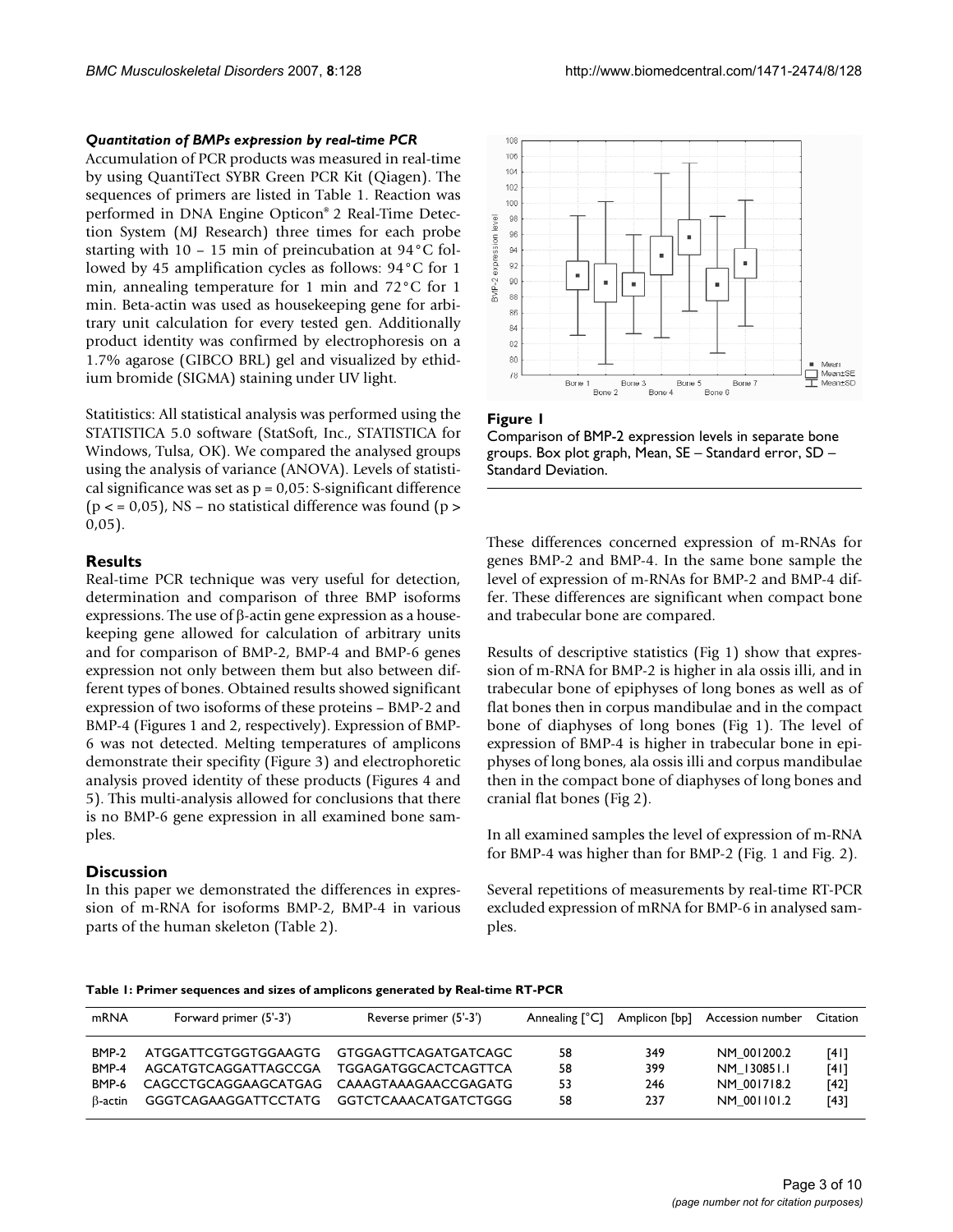#### *Quantitation of BMPs expression by real-time PCR*

Accumulation of PCR products was measured in real-time by using QuantiTect SYBR Green PCR Kit (Qiagen). The sequences of primers are listed in Table 1. Reaction was performed in DNA Engine Opticon® 2 Real-Time Detection System (MJ Research) three times for each probe starting with 10 – 15 min of preincubation at 94°C followed by 45 amplification cycles as follows: 94°C for 1 min, annealing temperature for 1 min and 72°C for 1 min. Beta-actin was used as housekeeping gene for arbitrary unit calculation for every tested gen. Additionally product identity was confirmed by electrophoresis on a 1.7% agarose (GIBCO BRL) gel and visualized by ethidium bromide (SIGMA) staining under UV light.

Statitistics: All statistical analysis was performed using the STATISTICA 5.0 software (StatSoft, Inc., STATISTICA for Windows, Tulsa, OK). We compared the analysed groups using the analysis of variance (ANOVA). Levels of statistical significance was set as p = 0,05: S-significant difference (p < = 0,05), NS – no statistical difference was found (p > 0,05).

## Results

Real-time PCR technique was very useful for detection, determination and comparison of three BMP isoforms expressions. The use of β-actin gene expression as a housekeeping gene allowed for calculation of arbitrary units and for comparison of BMP-2, BMP-4 and BMP-6 genes expression not only between them but also between different types of bones. Obtained results showed significant expression of two isoforms of these proteins – BMP-2 and BMP-4 (Figures 1 and 2, respectively). Expression of BMP-6 was not detected. Melting temperatures of amplicons demonstrate their specifity (Figure 3) and electrophoretic analysis proved identity of these products (Figures 4 and 5). This multi-analysis allowed for conclusions that there is no BMP-6 gene expression in all examined bone samples.

## Discussion

In this paper we demonstrated the differences in expression of m-RNA for isoforms BMP-2, BMP-4 in various parts of the human skeleton (Table 2).

**Figure 1**

Comparison of BMP-2 expression levels in separate bone groups. Box plot graph, Mean, SE – Standard error, SD – Standard Deviation.

These differences concerned expression of m-RNAs for genes BMP-2 and BMP-4. In the same bone sample the level of expression of m-RNAs for BMP-2 and BMP-4 differ. These differences are significant when compact bone and trabecular bone are compared.

Results of descriptive statistics (Fig 1) show that expression of m-RNA for BMP-2 is higher in ala ossis illi, and in trabecular bone of epiphyses of long bones as well as of flat bones then in corpus mandibulae and in the compact bone of diaphyses of long bones (Fig 1). The level of expression of BMP-4 is higher in trabecular bone in epiphyses of long bones, ala ossis illi and corpus mandibulae then in the compact bone of diaphyses of long bones and cranial flat bones (Fig 2).

In all examined samples the level of expression of m-RNA for BMP-4 was higher than for BMP-2 (Fig. 1 and Fig. 2).

Several repetitions of measurements by real-time RT-PCR excluded expression of mRNA for BMP-6 in analysed samples.

**Table 1: Primer sequences and sizes of amplicons generated by Real-time RT-PCR**

| mRNA | Forward primer (5'-3') | Reverse primer (5'-3') | Annealing [°C] | Amplicon [bp] | Accession number | Citation |
|---|---|---|---|---|---|---|
| BMP-2 | ATGGATTCGTGGTGGAAGTG | GTGGAGTTCAGATGATCAGC | 58 | 349 | NM_001200.2 | [41] |
| BMP-4 | AGCATGTCAGGATTAGCCGA | TGGAGATGGCACTCAGTTCA | 58 | 399 | NM_130851.1 | [41] |
| BMP-6 | CAGCCTGCAGGAAGCATGAG | CAAAGTAAAGAACCGAGATG | 53 | 246 | NM_001718.2 | [42] |
| β-actin | GGGTCAGAAGGATTCCTATG | GGTCTCAAACATGATCTGGG | 58 | 237 | NM_001101.2 | [43] |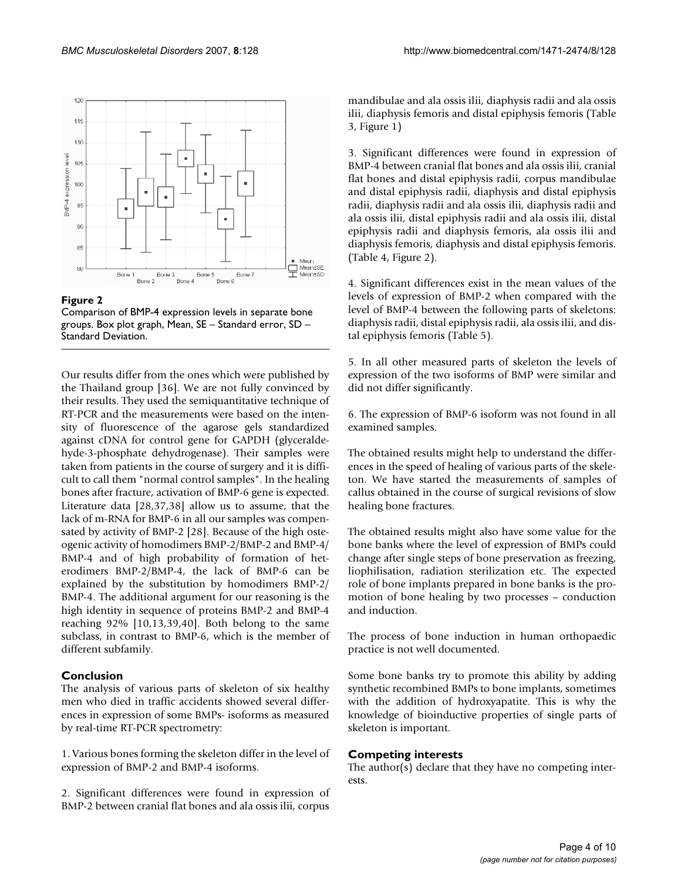**Figure 2**

Comparison of BMP-4 expression levels in separate bone groups. Box plot graph, Mean, SE – Standard error, SD – Standard Deviation.

Our results differ from the ones which were published by the Thailand group [36]. We are not fully convinced by their results. They used the semiquantitative technique of RT-PCR and the measurements were based on the intensity of fluorescence of the agarose gels standardized against cDNA for control gene for GAPDH (glyceraldehyde-3-phosphate dehydrogenase). Their samples were taken from patients in the course of surgery and it is difficult to call them "normal control samples". In the healing bones after fracture, activation of BMP-6 gene is expected. Literature data [28,37,38] allow us to assume, that the lack of m-RNA for BMP-6 in all our samples was compensated by activity of BMP-2 [28]. Because of the high osteogenic activity of homodimers BMP-2/BMP-2 and BMP-4/BMP-4 and of high probability of formation of heterodimers BMP-2/BMP-4, the lack of BMP-6 can be explained by the substitution by homodimers BMP-2/BMP-4. The additional argument for our reasoning is the high identity in sequence of proteins BMP-2 and BMP-4 reaching 92% [10,13,39,40]. Both belong to the same subclass, in contrast to BMP-6, which is the member of different subfamily.

## Conclusion

The analysis of various parts of skeleton of six healthy men who died in traffic accidents showed several differences in expression of some BMPs- isoforms as measured by real-time RT-PCR spectrometry:

1. Various bones forming the skeleton differ in the level of expression of BMP-2 and BMP-4 isoforms.

2. Significant differences were found in expression of BMP-2 between cranial flat bones and ala ossis ilii, corpus mandibulae and ala ossis ilii, diaphysis radii and ala ossis ilii, diaphysis femoris and distal epiphysis femoris (Table 3, Figure 1)

3. Significant differences were found in expression of BMP-4 between cranial flat bones and ala ossis ilii, cranial flat bones and distal epiphysis radii, corpus mandibulae and distal epiphysis radii, diaphysis and distal epiphysis radii, diaphysis radii and ala ossis ilii, diaphysis radii and ala ossis ilii, distal epiphysis radii and ala ossis ilii, distal epiphysis radii and diaphysis femoris, ala ossis ilii and diaphysis femoris, diaphysis and distal epiphysis femoris. (Table 4, Figure 2).

4. Significant differences exist in the mean values of the levels of expression of BMP-2 when compared with the level of BMP-4 between the following parts of skeletons: diaphysis radii, distal epiphysis radii, ala ossis ilii, and distal epiphysis femoris (Table 5).

5. In all other measured parts of skeleton the levels of expression of the two isoforms of BMP were similar and did not differ significantly.

6. The expression of BMP-6 isoform was not found in all examined samples.

The obtained results might help to understand the differences in the speed of healing of various parts of the skeleton. We have started the measurements of samples of callus obtained in the course of surgical revisions of slow healing bone fractures.

The obtained results might also have some value for the bone banks where the level of expression of BMPs could change after single steps of bone preservation as freezing, liophilisation, radiation sterilization etc. The expected role of bone implants prepared in bone banks is the promotion of bone healing by two processes – conduction and induction.

The process of bone induction in human orthopaedic practice is not well documented.

Some bone banks try to promote this ability by adding synthetic recombined BMPs to bone implants, sometimes with the addition of hydroxyapatite. This is why the knowledge of bioinductive properties of single parts of skeleton is important.

## Competing interests

The author(s) declare that they have no competing interests.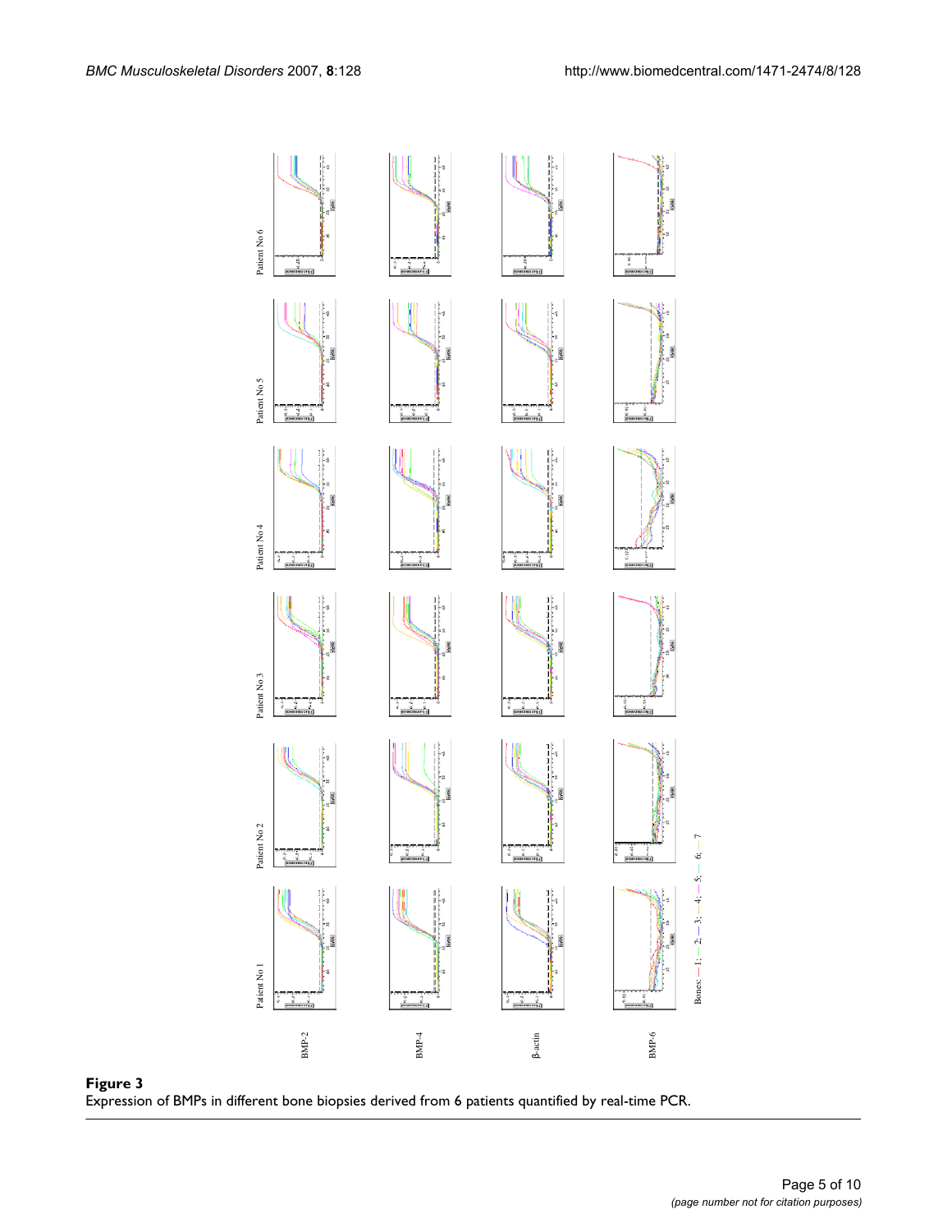**Figure 3**
Expression of BMPs in different bone biopsies derived from 6 patients quantified by real-time PCR.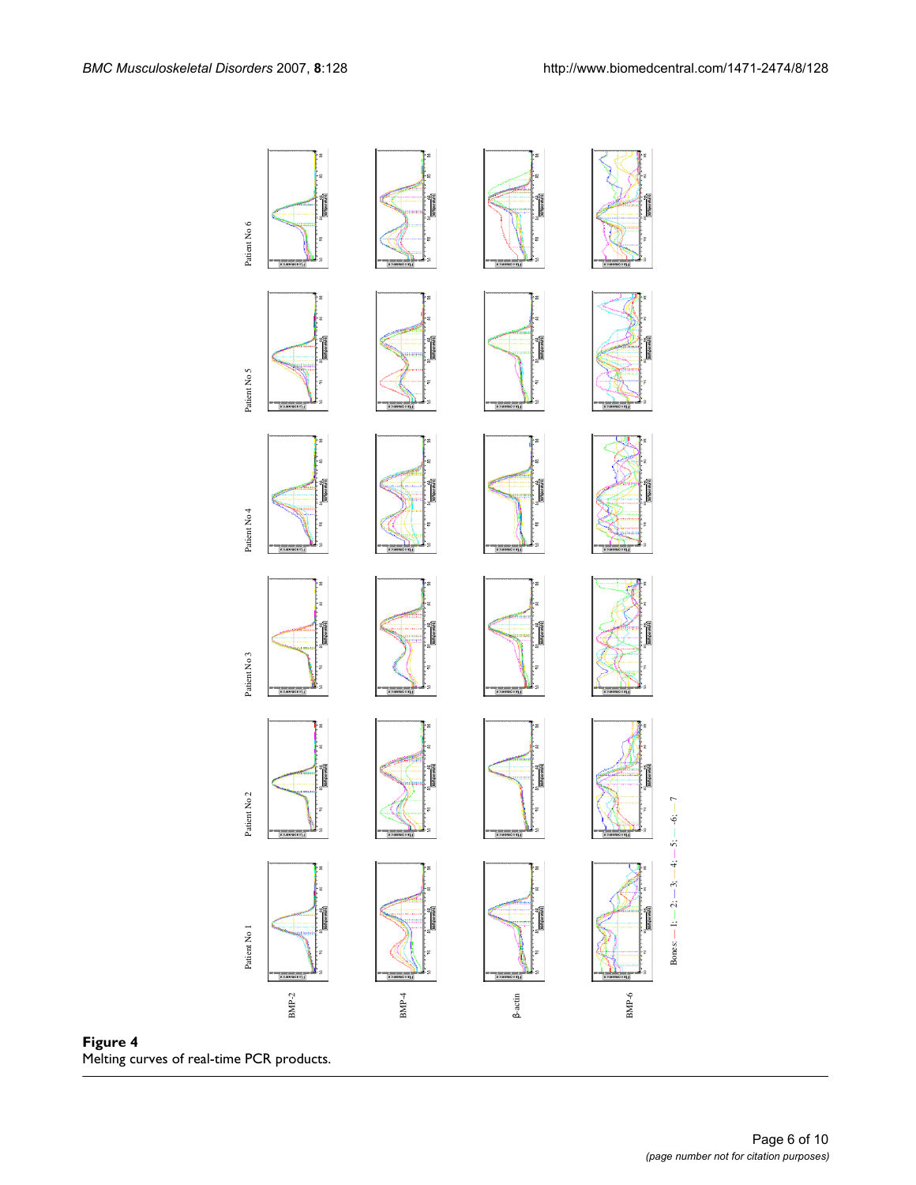**Figure 4**
Melting curves of real-time PCR products.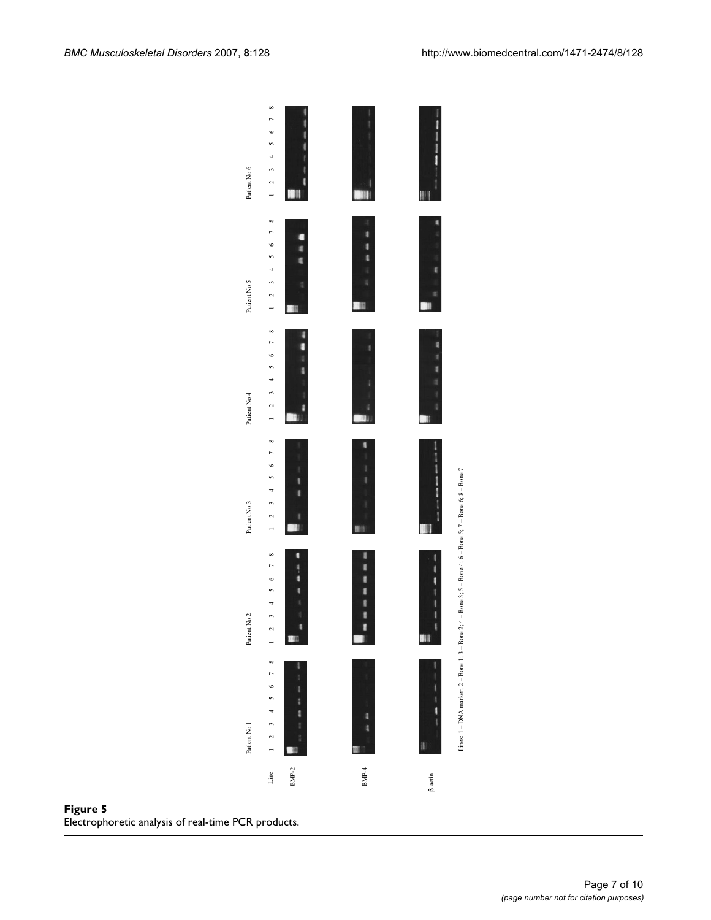**Figure 5**
Electrophoretic analysis of real-time PCR products.

Lines: 1 – DNA marker; 2 – Bone 1; 3 – Bone 2; 4 – Bone 3; 5 – Bone 4; 6 – Bone 5; 7 – Bone 6; 8 – Bone 7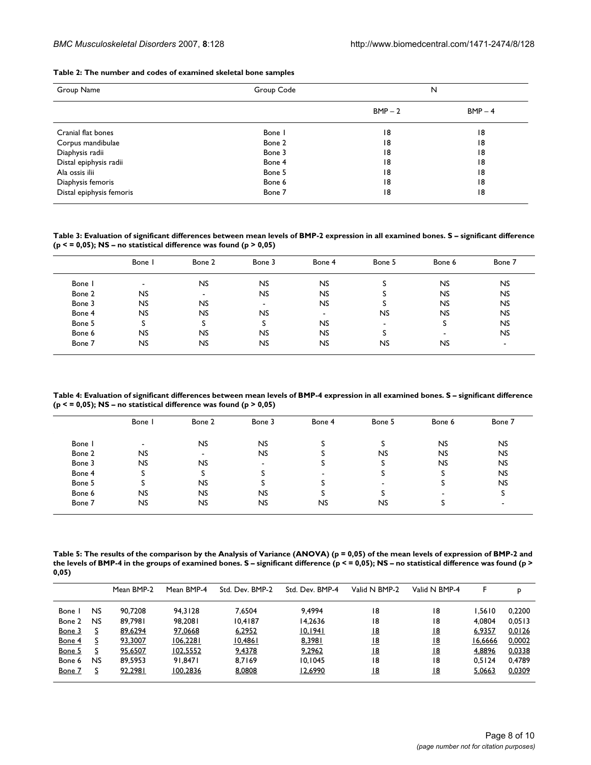**Table 2: The number and codes of examined skeletal bone samples**

| Group Name | Group Code | N | |
|---|---|---|---|
| | | BMP – 2 | BMP – 4 |
| Cranial flat bones | Bone 1 | 18 | 18 |
| Corpus mandibulae | Bone 2 | 18 | 18 |
| Diaphysis radii | Bone 3 | 18 | 18 |
| Distal epiphysis radii | Bone 4 | 18 | 18 |
| Ala ossis ilii | Bone 5 | 18 | 18 |
| Diaphysis femoris | Bone 6 | 18 | 18 |
| Distal epiphysis femoris | Bone 7 | 18 | 18 |

**Table 3: Evaluation of significant differences between mean levels of BMP-2 expression in all examined bones. S – significant difference (p < = 0,05); NS – no statistical difference was found (p > 0,05)**

| | Bone 1 | Bone 2 | Bone 3 | Bone 4 | Bone 5 | Bone 6 | Bone 7 |
|---|---|---|---|---|---|---|---|
| Bone 1 | - | NS | NS | NS | S | NS | NS |
| Bone 2 | NS | - | NS | NS | S | NS | NS |
| Bone 3 | NS | NS | - | NS | S | NS | NS |
| Bone 4 | NS | NS | NS | - | NS | NS | NS |
| Bone 5 | S | S | S | NS | - | S | NS |
| Bone 6 | NS | NS | NS | NS | S | - | NS |
| Bone 7 | NS | NS | NS | NS | NS | NS | - |

**Table 4: Evaluation of significant differences between mean levels of BMP-4 expression in all examined bones. S – significant difference (p < = 0,05); NS – no statistical difference was found (p > 0,05)**

| | Bone 1 | Bone 2 | Bone 3 | Bone 4 | Bone 5 | Bone 6 | Bone 7 |
|---|---|---|---|---|---|---|---|
| Bone 1 | - | NS | NS | S | S | NS | NS |
| Bone 2 | NS | - | NS | S | NS | NS | NS |
| Bone 3 | NS | NS | - | S | S | NS | NS |
| Bone 4 | S | S | S | - | S | S | NS |
| Bone 5 | S | NS | S | S | - | S | NS |
| Bone 6 | NS | NS | NS | S | S | - | S |
| Bone 7 | NS | NS | NS | NS | NS | S | - |

**Table 5: The results of the comparison by the Analysis of Variance (ANOVA) (p = 0,05) of the mean levels of expression of BMP-2 and the levels of BMP-4 in the groups of examined bones. S – significant difference (p < = 0,05); NS – no statistical difference was found (p > 0,05)**

| | | Mean BMP-2 | Mean BMP-4 | Std. Dev. BMP-2 | Std. Dev. BMP-4 | Valid N BMP-2 | Valid N BMP-4 | F | p |
|---|---|---|---|---|---|---|---|---|---|
| Bone 1 | NS | 90,7208 | 94,3128 | 7,6504 | 9,4994 | 18 | 18 | 1,5610 | 0,2200 |
| Bone 2 | NS | 89,7981 | 98,2081 | 10,4187 | 14,2636 | 18 | 18 | 4,0804 | 0,0513 |
| Bone 3 | S | 89,6294 | 97,0668 | 6,2952 | 10,1941 | 18 | 18 | 6,9357 | 0,0126 |
| Bone 4 | S | 93,3007 | 106,2281 | 10,4861 | 8,3981 | 18 | 18 | 16,6666 | 0,0002 |
| Bone 5 | S | 95,6507 | 102,5552 | 9,4378 | 9,2962 | 18 | 18 | 4,8896 | 0,0338 |
| Bone 6 | NS | 89,5953 | 91,8471 | 8,7169 | 10,1045 | 18 | 18 | 0,5124 | 0,4789 |
| Bone 7 | S | 92,2981 | 100,2836 | 8,0808 | 12,6990 | 18 | 18 | 5,0663 | 0,0309 |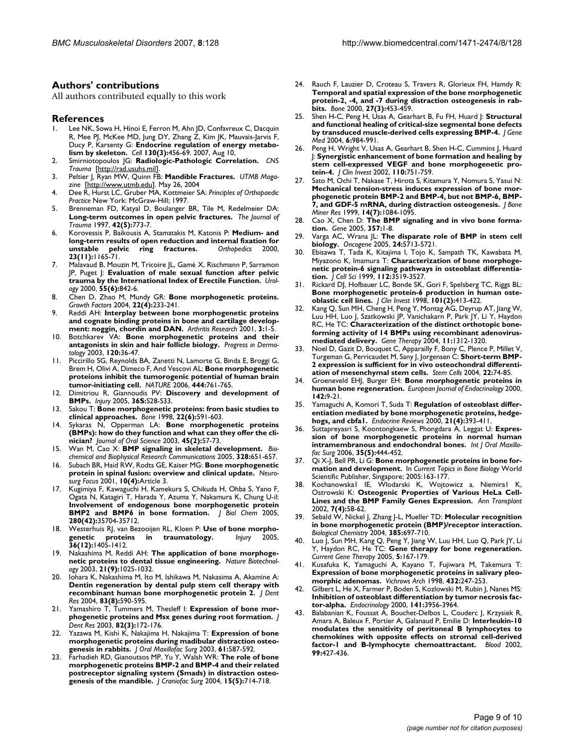## Authors' contributions

All authors contributed equally to this work

## References

1. Lee NK, Sowa H, Hinoi E, Ferron M, Ahn JD, Confavreux C, Dacquin R, Mee PJ, McKee MD, Jung DY, Zhang Z, Kim JK, Mauvais-Jarvis F, Ducy P, Karsenty G: **Endocrine regulation of energy metabolism by skeleton.** *Cell* **130(3):**456-69. 2007, Aug 10,
2. Smirniotopoulos JG: **Radiologic-Pathologic Correlation.** *CNS Trauma* [http://rad.usuhs.mil].
3. Peltier J, Ryan MW, Quinn FB: **Mandible Fractures.** *UTMB Magazine* [http://www.utmb.edu]. May 26, 2004
4. Dee R, Hurst LC, Gruber MA, Kottmeier SA: *Principles of Orthopaedic Practice* New York: McGraw-Hill; 1997.
5. Brenneman FD, Katyal D, Boulanger BR, Tile M, Redelmeier DA: **Long-term outcomes in open pelvic fractures.** *The Journal of Trauma* 1997, **42(5):**773-7.
6. Korovessis P, Baikousis A, Stamatakis M, Katonis P: **Medium- and long-term results of open reduction and internal fixation for unstable pelvic ring fractures.** *Orthopedics* 2000, **23(11):**1165-71.
7. Malavaud B, Mouzin M, Tricoire JL, Gamé X, Rischmann P, Sarramon JP, Puget J: **Evaluation of male sexual function after pelvic trauma by the International Index of Erectile Function.** *Urology* 2000, **55(6):**842-6.
8. Chen D, Zhao M, Mundy GR: **Bone morphogenetic proteins.** *Growth Factors* 2004, **22(4):**233-241.
9. Reddi AH: **Interplay between bone morphogenetic proteins and cognate binding proteins in bone and cartilage development: noggin, chordin and DAN.** *Arthritis Research* 2001, **3:**1-5.
10. Botchkarev VA: **Bone morphogenetic proteins and their antagonists in skin and hair follicle biology.** *Progress in Dermatology* 2003, **120:**36-47.
11. Piccirillo SG, Reynolds BA, Zanetti N, Lamorte G, Binda E, Broggi G, Brem H, Olivi A, Dimeco F, And Vescovi AL: **Bone morphogenetic proteins inhibit the tumorogenic potential of human brain tumor-initiating cell.** *NATURE* 2006, **444:**761-765.
12. Dimitriou R, Giannoudis PV: **Discovery and development of BMPs.** *Injury* 2005, **36S:**S28-S33.
13. Sakou T: **Bone morphogenetic proteins: from basic studies to clinical approaches.** *Bone* 1998, **22(6):**591-603.
14. Sykaras N, Opperman LA: **Bone morphogenetic proteins (BMPs): how do they function and what can they offer the clinician?** *Journal of Oral Science* 2003, **45(2):**57-73.
15. Wan M, Cao X: **BMP signaling in skeletal development.** *Biochemical and Biophysical Research Communications* 2005, **328:**651-657.
16. Subach BR, Haid RW, Rodts GE, Kaiser MG: **Bone morphogenetic protein in spinal fusion: overview and clinical update.** *Neurosurg Focus* 2001, **10(4):**Article 3.
17. Kugimiya F, Kawaguchi H, Kamekura S, Chikuda H, Ohba S, Yano F, Ogata N, Katagiri T, Harada Y, Azuma Y, Nakamura K, Chung U-il: **Involvement of endogenous bone morphogenetic protein BMP2 and BMP6 in bone formation.** *J Biol Chem* 2005, **280(42):**35704-35712.
18. Westerhuis RJ, van Bezooijen RL, Kloen P: **Use of bone morphogenetic proteins in traumatology.** *Injury* 2005, **36(12):**1405-1412.
19. Nakashima M, Reddi AH: **The application of bone morphogenetic proteins to dental tissue engineering.** *Nature Biotechnology* 2003, **21(9):**1025-1032.
20. Iohara K, Nakashima M, Ito M, Ishikawa M, Nakasima A, Akamine A: **Dentin regeneration by dental pulp stem cell therapy with recombinant human bone morphogenetic protein 2.** *J Dent Res* 2004, **83(8):**590-595.
21. Yamashiro T, Tummers M, Thesleff I: **Expression of bone morphogenetic proteins and Msx genes during root formation.** *J Dent Res* 2003, **82(3):**172-176.
22. Yazawa M, Kishi K, Nakajima H, Nakajima T: **Expression of bone morphogenetic proteins during madibular distraction osteogenesis in rabbits.** *J Oral Maxillofac Surg* 2003, **61:**587-592.
23. Farhadieh RD, Gianoutsos MP, Yu Y, Walsh WR: **The role of bone morphogenetic proteins BMP-2 and BMP-4 and their related postreceptor signaling system (Smads) in distraction osteogenesis of the mandible.** *J Craniofac Surg* 2004, **15(5):**714-718.
24. Rauch F, Lauzier D, Croteau S, Travers R, Glorieux FH, Hamdy R: **Temporal and spatial expression of the bone morphogenetic protein-2, -4, and -7 during distraction osteogenesis in rabbits.** *Bone* 2000, **27(3):**453-459.
25. Shen H-C, Peng H, Usas A, Gearhart B, Fu FH, Huard J: **Structural and functional healing of critical-size segmental bone defects by transduced muscle-derived cells expressing BMP-4.** *J Gene Med* 2004, **6:**984-991.
26. Peng H, Wright V, Usas A, Gearhart B, Shen H-C, Cummins J, Huard J: **Synergistic enhancement of bone formation and healing by stem cell-expressed VEGF and bone morphogenetic protein-4.** *J Clin Invest* 2002, **110:**751-759.
27. Sato M, Ochi T, Nakase T, Hirota S, Kitamura Y, Nomura S, Yasui N: **Mechanical tension-stress induces expression of bone morphogenetic protein BMP-2 and BMP-4, but not BMP-6, BMP-7, and GDF-5 mRNA, during distraction osteogenesis.** *J Bone Miner Res* 1999, **14(7):**1084-1095.
28. Cao X, Chen D: **The BMP signaling and in vivo bone formation.** *Gene* 2005, **357:**1-8.
29. Varga AC, Wrana JL: **The disparate role of BMP in stem cell biology.** *Oncogene* 2005, **24:**5713-5721.
30. Ebisawa T, Tada K, Kitajima I, Tojo K, Sampath TK, Kawabata M, Miyazono K, Imamura T: **Characterization of bone morphogenetic protein-6 signaling pathways in osteoblast differentiation.** *J Cell Sci* 1999, **112:**3519-3527.
31. Rickard DJ, Hofbauer LC, Bonde SK, Gori F, Spelsberg TC, Riggs BL: **Bone morphogenetic protein-6 production in human osteoblastic cell lines.** *J Clin Invest* 1998, **101(2):**413-422.
32. Kang Q, Sun MH, Cheng H, Peng Y, Montag AG, Deyrup AT, Jiang W, Luu HH, Luo J, Szatkowski JP, Vanichakarn P, Park JY, Li Y, Haydon RC, He TC: **Characterization of the distinct orthotopic bone-forming activity of 14 BMPs using recombinant adenovirus-mediated delivery.** *Gene Therapy* 2004, **11:**1312-1320.
33. Noel D, Gazit D, Bouquet C, Apparailly F, Bony C, Plence P, Millet V, Turgeman G, Perricaudet M, Sany J, Jorgensen C: **Short-term BMP-2 expression is sufficient for in vivo osteochondral differentiation of mesenchymal stem cells.** *Stem Cells* 2004, **22:**74-85.
34. Groeneveld EHJ, Burger EH: **Bone morphogenetic proteins in human bone regeneration.** *European Journal of Endocrinology* 2000, **142:**9-21.
35. Yamaguchi A, Komori T, Suda T: **Regulation of osteoblast differentiation mediated by bone morphogenetic proteins, hedgehogs, and cbfa1.** *Endocrine Reviews* 2000, **21(4):**393-411.
36. Suttapreyasri S, Koontongkaew S, Phongdara A, Leggat U: **Expression of bone morphogenetic proteins in normal human intramembranous and endochondral bones.** *Int J Oral Maxillofac Surg* 2006, **35(5):**444-452.
37. Qi X-J, Bell PR, Li G: **Bone morphogenetic proteins in bone formation and development.** In *Current Topics in Bone Biology* World Scientific Publisher, Singapore; 2005:163-177.
38. Kochanowska1 IE, Wlodarski K, Wojtowicz a, Niemira1 K, Ostrowski K: **Osteogenic Properties of Various HeLa Cell-Lines and the BMP Family Genes Expression.** *Ann Transplant* 2002, **7(4):**58-62.
39. Sebald W, Nickel J, Zhang J-L, Mueller TD: **Molecular recognition in bone morphogenetic protein (BMP)/receptor interaction.** *Biological Chemistry* 2004, **385:**697-710.
40. Luo J, Sun MH, Kang Q, Peng Y, Jiang W, Luu HH, Luo Q, Park JY, Li Y, Haydon RC, He TC: **Gene therapy for bone regeneration.** *Current Gene Therapy* 2005, **5:**167-179.
41. Kusafuka K, Yamaguchi A, Kayano T, Fujiwara M, Takemura T: **Expression of bone morphogenetic proteins in salivary pleomorphic adenomas.** *Vichrows Arch* 1998, **432:**247-253.
42. Gilbert L, He X, Farmer P, Boden S, Kozlowski M, Rubin J, Nanes MS: **Inhibition of osteoblast differentiation by tumor necrosis factor-alpha.** *Endocrinology* 2000, **141:**3956-3964.
43. Balabanian K, Foussat A, Bouchet-Delbos L, Couderc J, Krzysiek R, Amara A, Baleux F, Portier A, Galanaud P, Emilie D: **Interleukin-10 modulates the sensitivity of peritoneal B lymphocytes to chemokines with opposite effects on stromal cell-derived factor-1 and B-lymphocyte chemoattractant.** *Blood* 2002, **99:**427-436.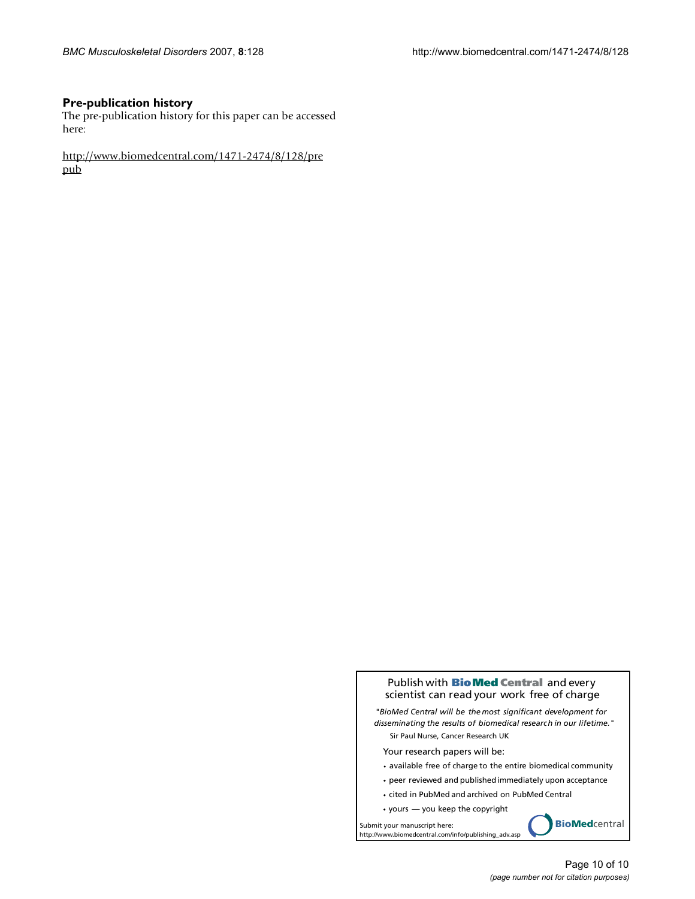## Pre-publication history

The pre-publication history for this paper can be accessed here:

http://www.biomedcentral.com/1471-2474/8/128/prepub

Publish with **BioMed Central** and every scientist can read your work free of charge

*"BioMed Central will be the most significant development for disseminating the results of biomedical research in our lifetime."*

Sir Paul Nurse, Cancer Research UK

Your research papers will be:

- available free of charge to the entire biomedical community
- peer reviewed and published immediately upon acceptance
- cited in PubMed and archived on PubMed Central
- yours — you keep the copyright

Submit your manuscript here:
http://www.biomedcentral.com/info/publishing_adv.asp

**BioMed**central